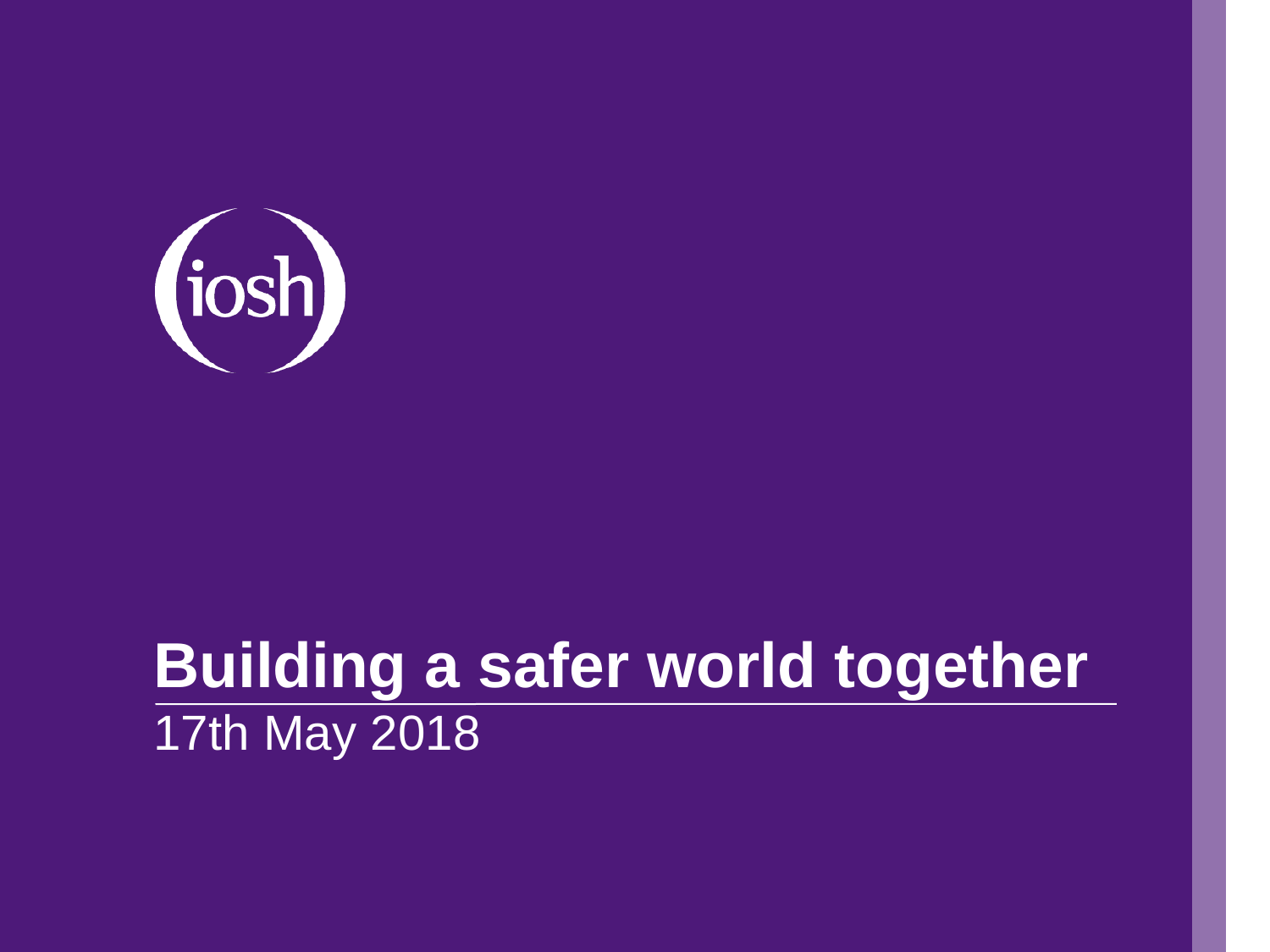iosh

# Building a safer world together

17th May 2018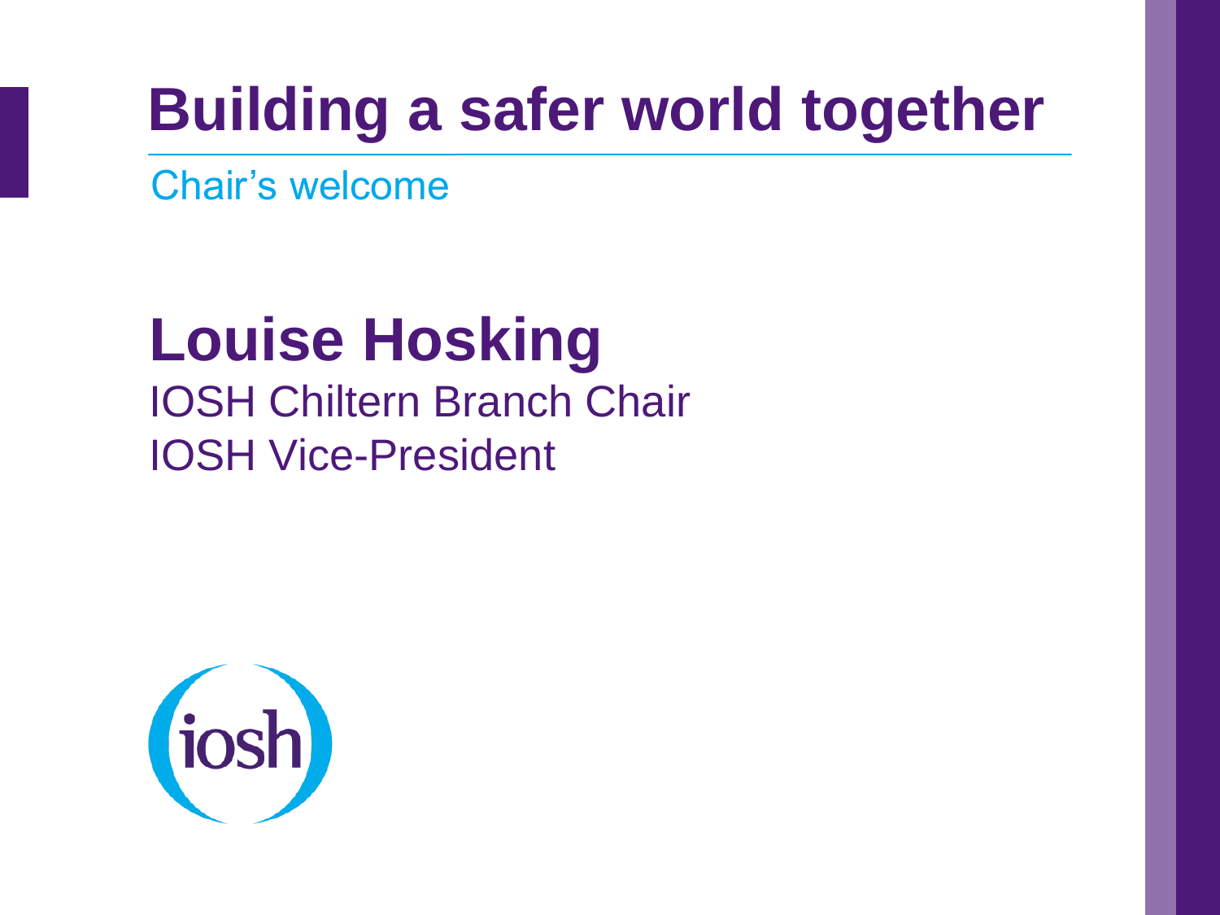# Building a safer world together

Chair's welcome

## Louise Hosking

IOSH Chiltern Branch Chair

IOSH Vice-President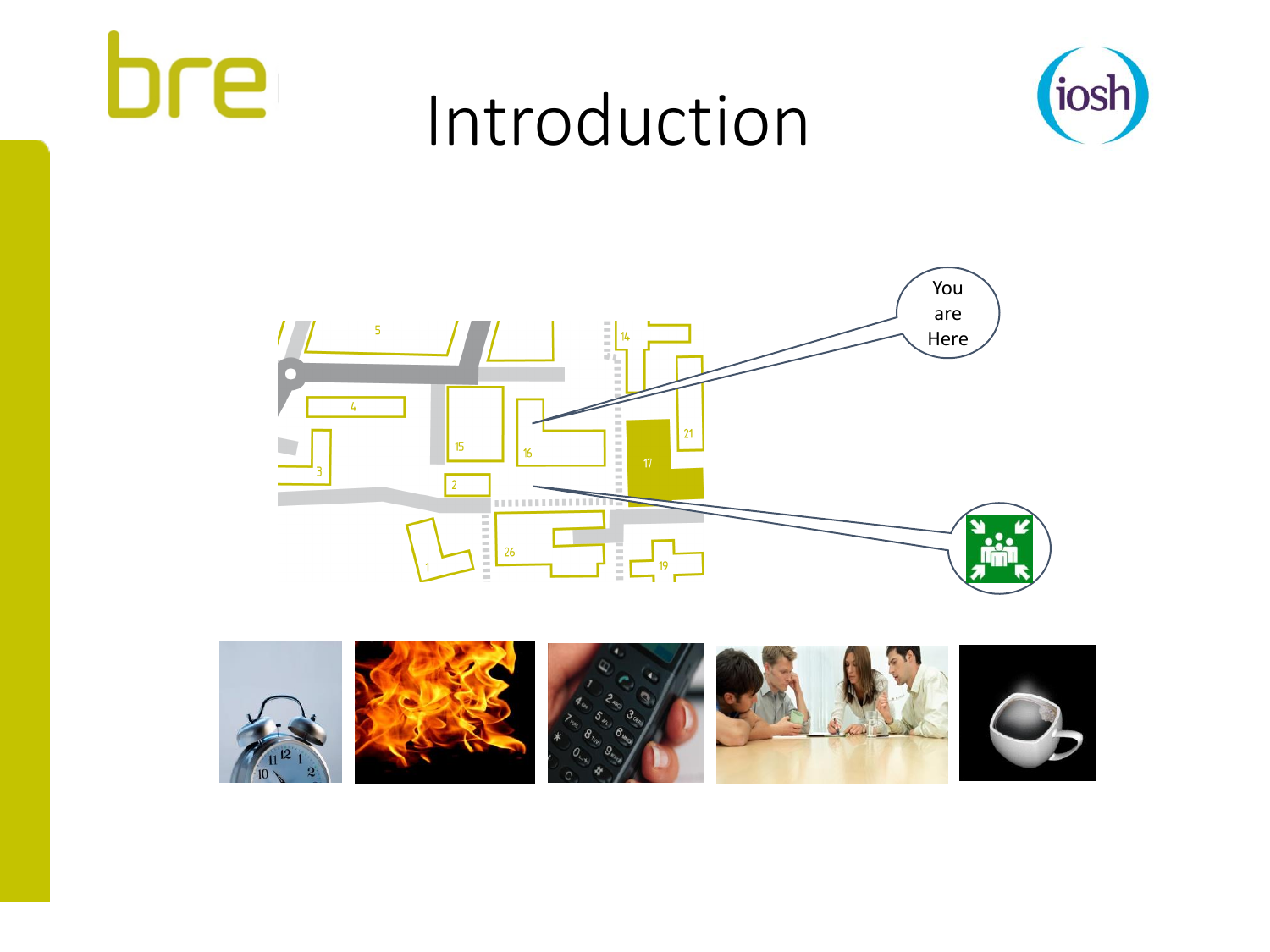# Introduction

You are Here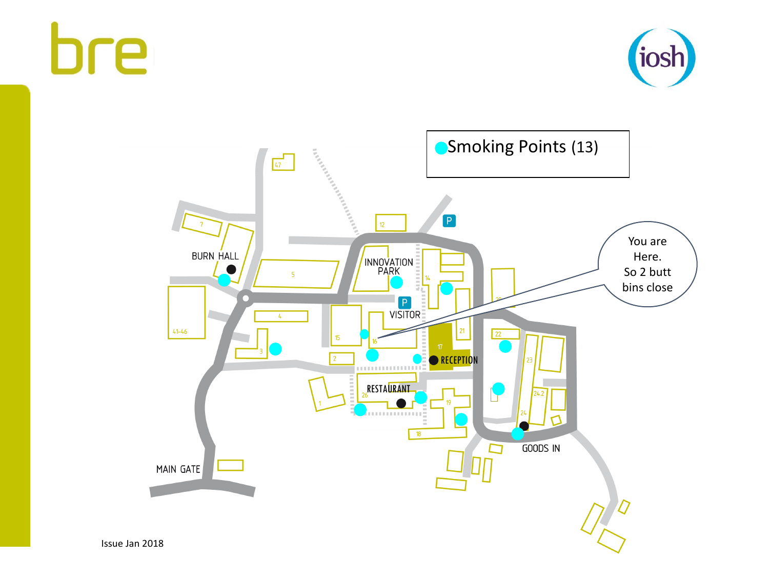●Smoking Points (13)

You are Here. So 2 butt bins close

47

12

P

7

BURN HALL

5

INNOVATION PARK

14

P

VISITOR

4

41-46

15

16

21

22

17

RECEPTION

3

2

23

RESTAURANT

26

19

24.2

1

24

18

GOODS IN

MAIN GATE

Issue Jan 2018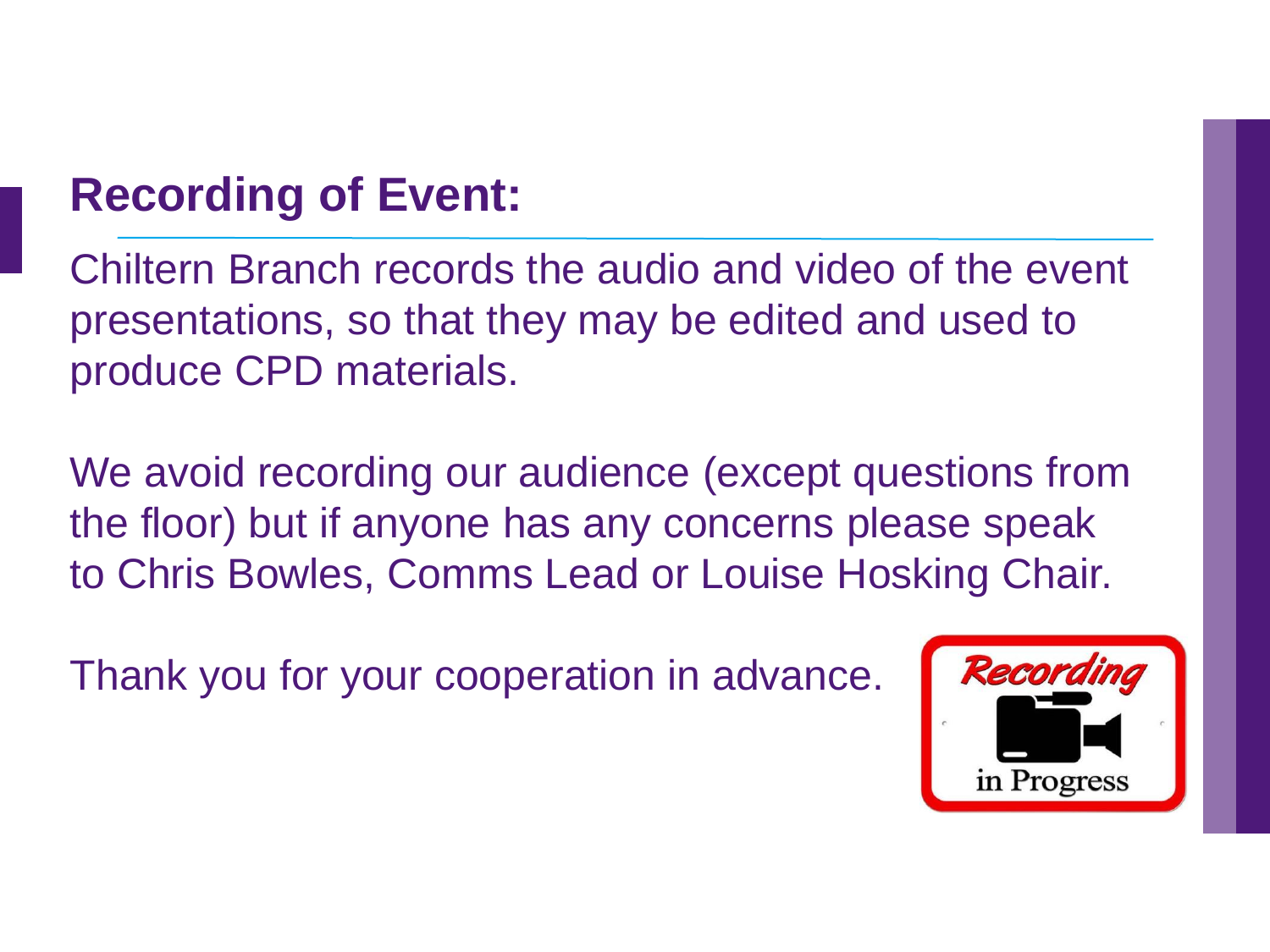## Recording of Event:

Chiltern Branch records the audio and video of the event presentations, so that they may be edited and used to produce CPD materials.

We avoid recording our audience (except questions from the floor) but if anyone has any concerns please speak to Chris Bowles, Comms Lead or Louise Hosking Chair.

Thank you for your cooperation in advance.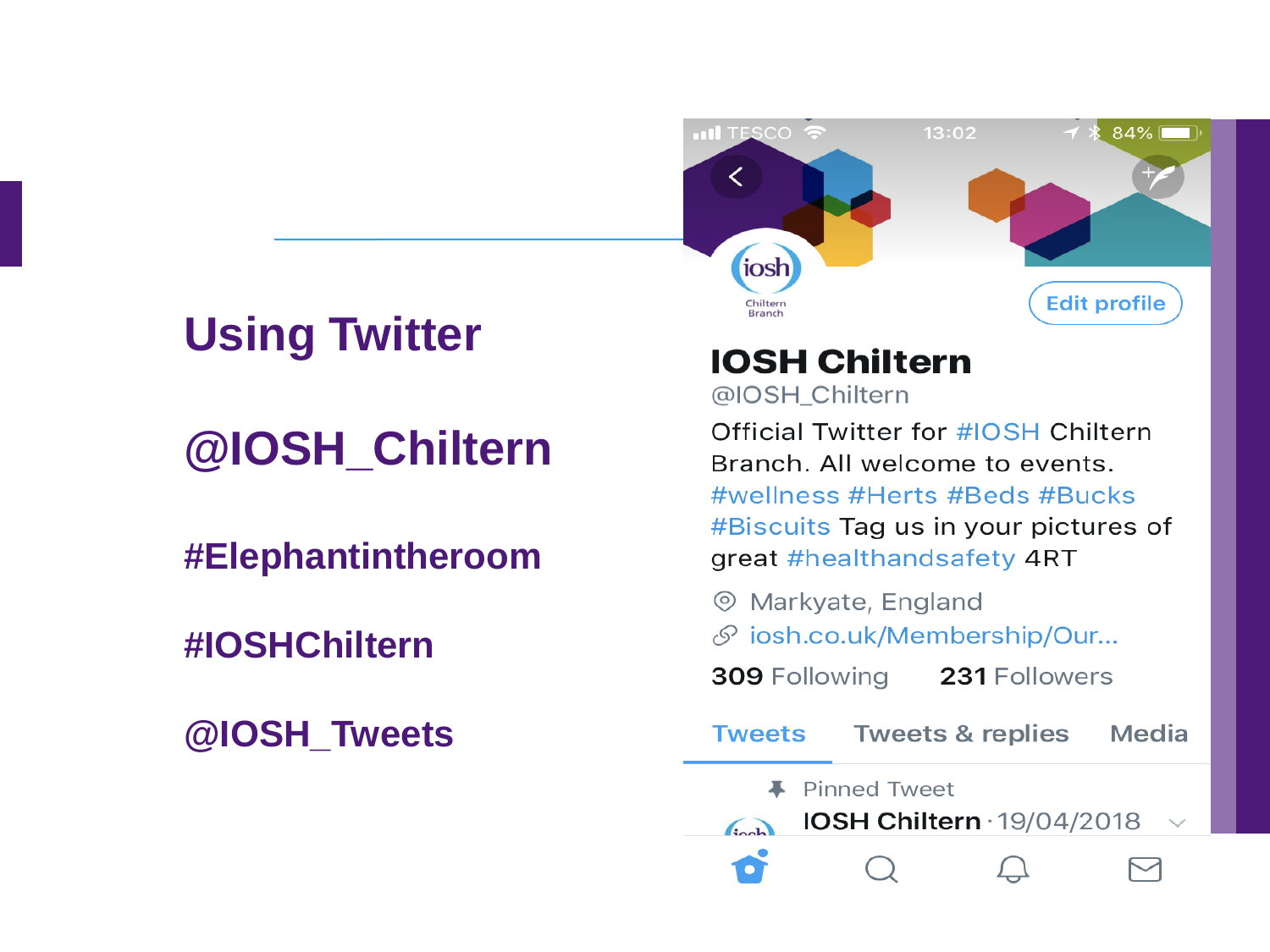# Using Twitter

## @IOSH_Chiltern

### #Elephantintheroom

### #IOSHChiltern

### @IOSH_Tweets

TESCO 13:02 84%

Edit profile

**IOSH Chiltern**
@IOSH_Chiltern

Official Twitter for #IOSH Chiltern Branch. All welcome to events. #wellness #Herts #Beds #Bucks #Biscuits Tag us in your pictures of great #healthandsafety 4RT

Markyate, England
iosh.co.uk/Membership/Our...

**309** Following **231** Followers

Tweets | Tweets & replies | Media

Pinned Tweet
**IOSH Chiltern** · 19/04/2018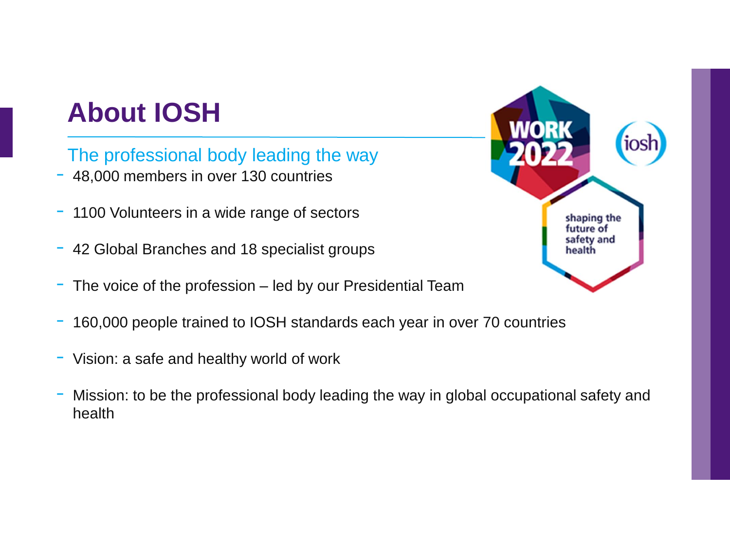# About IOSH

## The professional body leading the way

- 48,000 members in over 130 countries
- 1100 Volunteers in a wide range of sectors
- 42 Global Branches and 18 specialist groups
- The voice of the profession – led by our Presidential Team
- 160,000 people trained to IOSH standards each year in over 70 countries
- Vision: a safe and healthy world of work
- Mission: to be the professional body leading the way in global occupational safety and health

WORK 2022

iosh

shaping the future of safety and health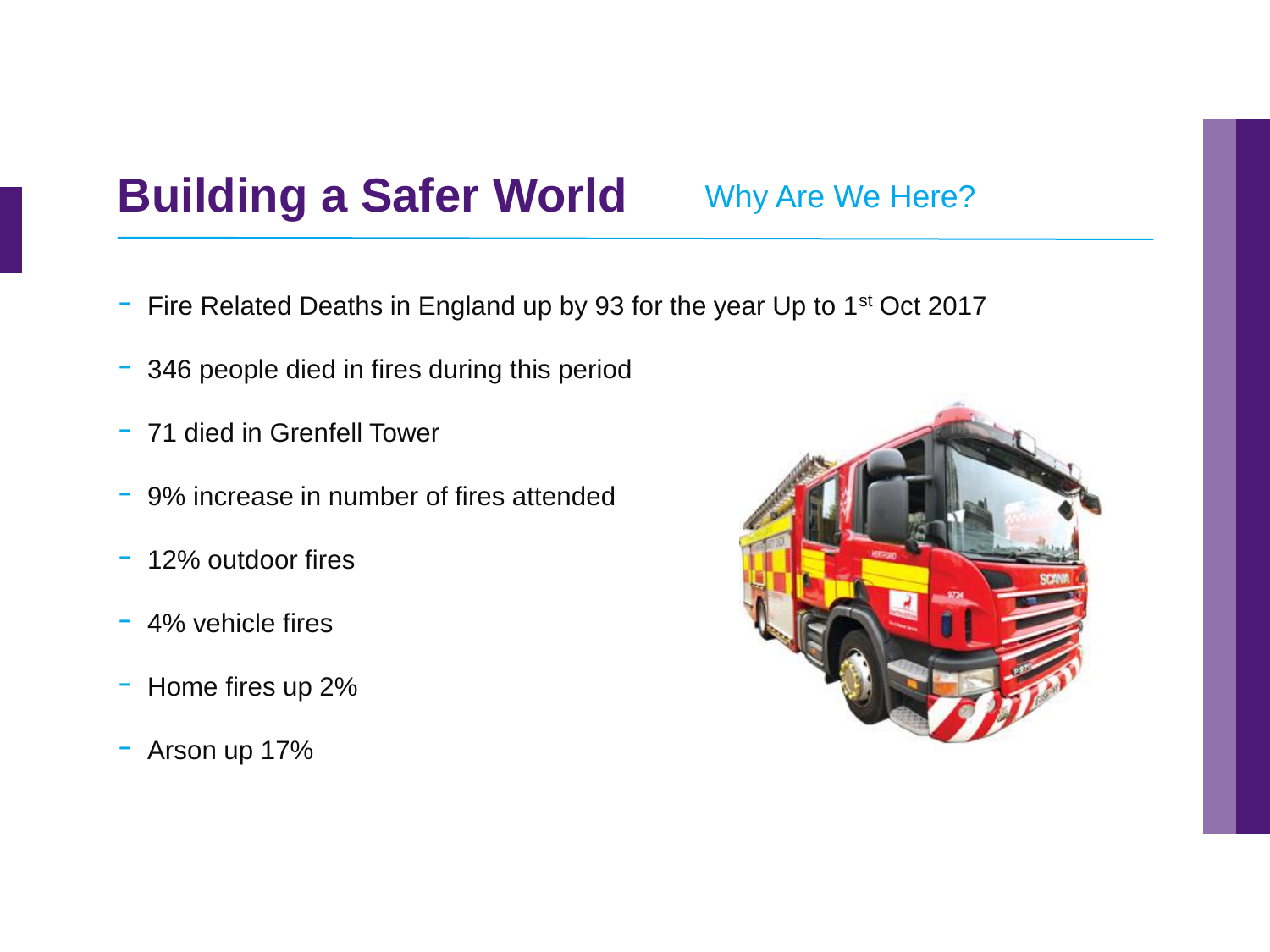# Building a Safer World

## Why Are We Here?

- Fire Related Deaths in England up by 93 for the year Up to 1st Oct 2017
- 346 people died in fires during this period
- 71 died in Grenfell Tower
- 9% increase in number of fires attended
- 12% outdoor fires
- 4% vehicle fires
- Home fires up 2%
- Arson up 17%